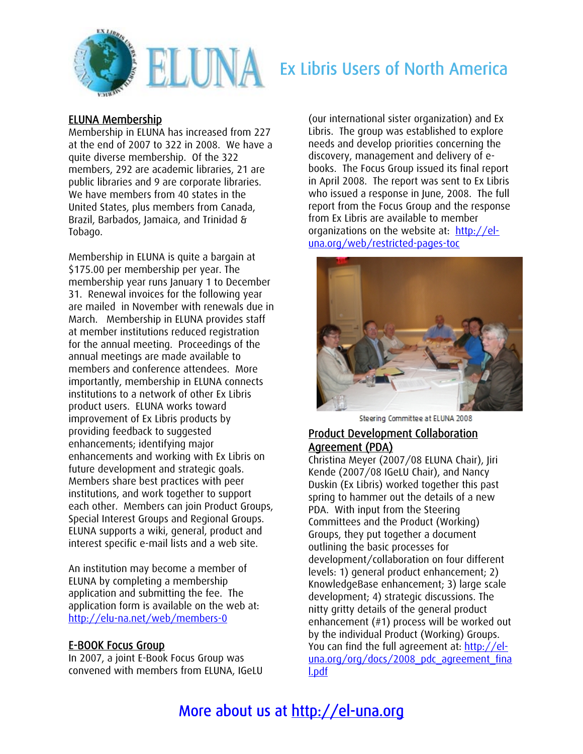# ELUNA

## Ex Libris Users of North America

### ELUNA Membership

Membership in ELUNA has increased from 227 at the end of 2007 to 322 in 2008. We have a quite diverse membership. Of the 322 members, 292 are academic libraries, 21 are public libraries and 9 are corporate libraries. We have members from 40 states in the United States, plus members from Canada, Brazil, Barbados, Jamaica, and Trinidad & Tobago.

Membership in ELUNA is quite a bargain at $175.00 per membership per year. The membership year runs January 1 to December 31. Renewal invoices for the following year are mailed in November with renewals due in March. Membership in ELUNA provides staff at member institutions reduced registration for the annual meeting. Proceedings of the annual meetings are made available to members and conference attendees. More importantly, membership in ELUNA connects institutions to a network of other Ex Libris product users. ELUNA works toward improvement of Ex Libris products by providing feedback to suggested enhancements; identifying major enhancements and working with Ex Libris on future development and strategic goals. Members share best practices with peer institutions, and work together to support each other. Members can join Product Groups, Special Interest Groups and Regional Groups. ELUNA supports a wiki, general, product and interest specific e-mail lists and a web site.

An institution may become a member of ELUNA by completing a membership application and submitting the fee. The application form is available on the web at: http://elu-na.net/web/members-0

### E-BOOK Focus Group

In 2007, a joint E-Book Focus Group was convened with members from ELUNA, IGeLU (our international sister organization) and Ex Libris. The group was established to explore needs and develop priorities concerning the discovery, management and delivery of e-books. The Focus Group issued its final report in April 2008. The report was sent to Ex Libris who issued a response in June, 2008. The full report from the Focus Group and the response from Ex Libris are available to member organizations on the website at: http://el-una.org/web/restricted-pages-toc

Steering Committee at ELUNA 2008

### Product Development Collaboration Agreement (PDA)

Christina Meyer (2007/08 ELUNA Chair), Jiri Kende (2007/08 IGeLU Chair), and Nancy Duskin (Ex Libris) worked together this past spring to hammer out the details of a new PDA. With input from the Steering Committees and the Product (Working) Groups, they put together a document outlining the basic processes for development/collaboration on four different levels: 1) general product enhancement; 2) KnowledgeBase enhancement; 3) large scale development; 4) strategic discussions. The nitty gritty details of the general product enhancement (#1) process will be worked out by the individual Product (Working) Groups. You can find the full agreement at: http://el-una.org/org/docs/2008_pdc_agreement_final.pdf

More about us at http://el-una.org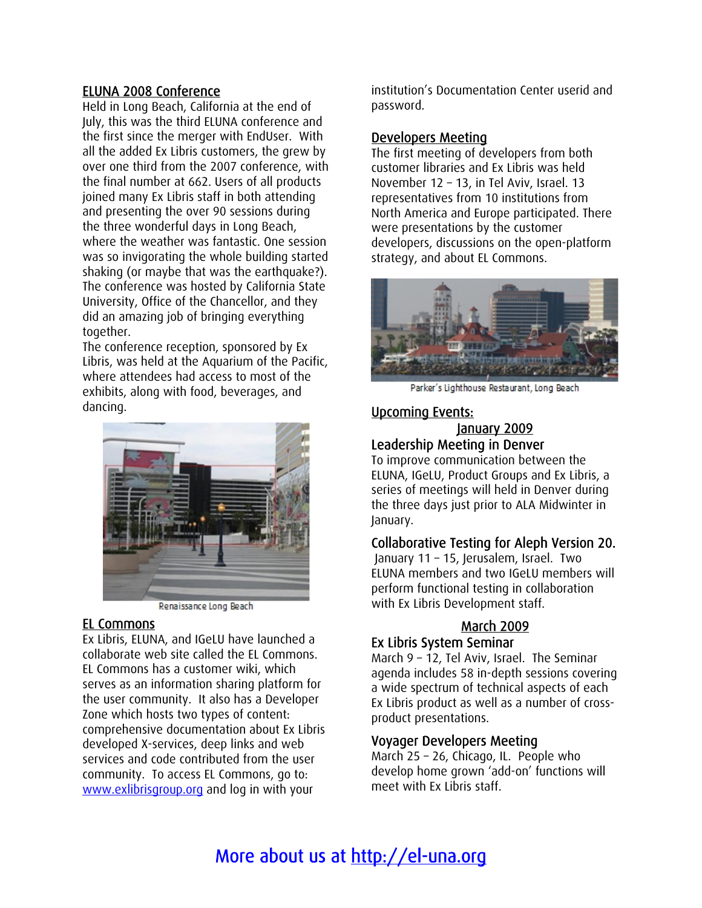## ELUNA 2008 Conference

Held in Long Beach, California at the end of July, this was the third ELUNA conference and the first since the merger with EndUser. With all the added Ex Libris customers, the grew by over one third from the 2007 conference, with the final number at 662. Users of all products joined many Ex Libris staff in both attending and presenting the over 90 sessions during the three wonderful days in Long Beach, where the weather was fantastic. One session was so invigorating the whole building started shaking (or maybe that was the earthquake?). The conference was hosted by California State University, Office of the Chancellor, and they did an amazing job of bringing everything together.

The conference reception, sponsored by Ex Libris, was held at the Aquarium of the Pacific, where attendees had access to most of the exhibits, along with food, beverages, and dancing.

Renaissance Long Beach

## EL Commons

Ex Libris, ELUNA, and IGeLU have launched a collaborate web site called the EL Commons. EL Commons has a customer wiki, which serves as an information sharing platform for the user community. It also has a Developer Zone which hosts two types of content: comprehensive documentation about Ex Libris developed X-services, deep links and web services and code contributed from the user community. To access EL Commons, go to: [www.exlibrisgroup.org](http://www.exlibrisgroup.org) and log in with your institution's Documentation Center userid and password.

## Developers Meeting

The first meeting of developers from both customer libraries and Ex Libris was held November 12 – 13, in Tel Aviv, Israel. 13 representatives from 10 institutions from North America and Europe participated. There were presentations by the customer developers, discussions on the open-platform strategy, and about EL Commons.

Parker's Lighthouse Restaurant, Long Beach

## Upcoming Events:

### January 2009

### Leadership Meeting in Denver

To improve communication between the ELUNA, IGeLU, Product Groups and Ex Libris, a series of meetings will held in Denver during the three days just prior to ALA Midwinter in January.

### Collaborative Testing for Aleph Version 20.

January 11 – 15, Jerusalem, Israel. Two ELUNA members and two IGeLU members will perform functional testing in collaboration with Ex Libris Development staff.

### March 2009

### Ex Libris System Seminar

March 9 – 12, Tel Aviv, Israel. The Seminar agenda includes 58 in-depth sessions covering a wide spectrum of technical aspects of each Ex Libris product as well as a number of cross-product presentations.

### Voyager Developers Meeting

March 25 – 26, Chicago, IL. People who develop home grown 'add-on' functions will meet with Ex Libris staff.

More about us at [http://el-una.org](http://el-una.org)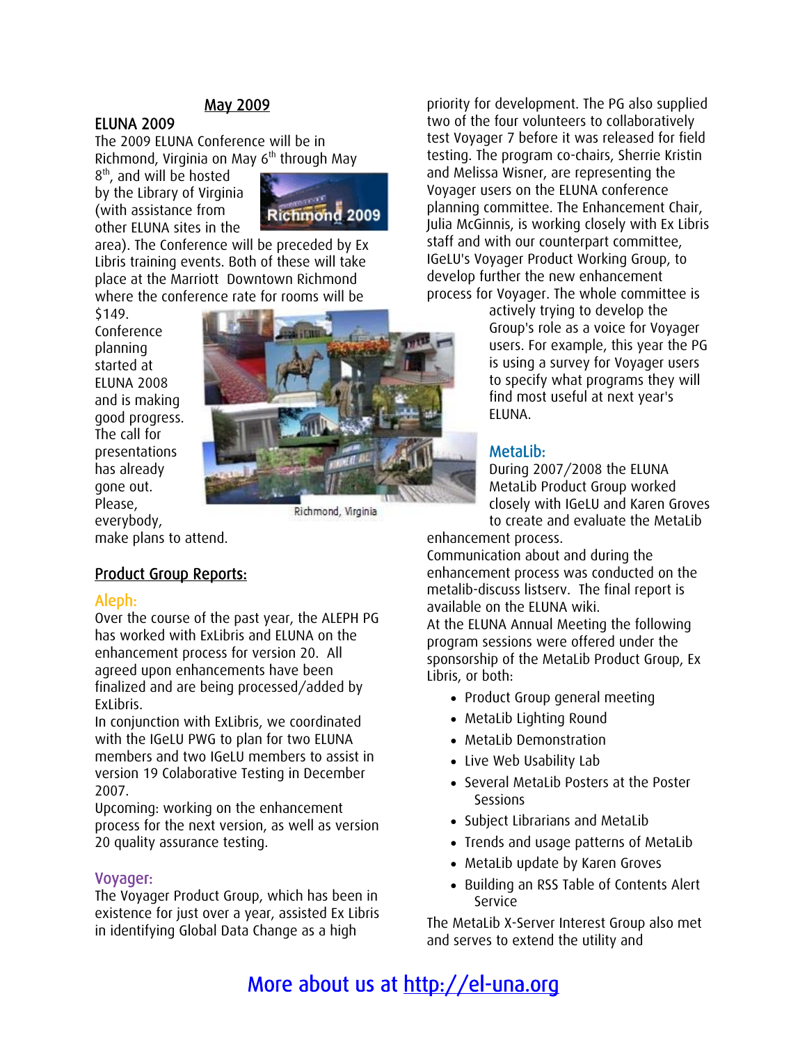## May 2009

### ELUNA 2009

The 2009 ELUNA Conference will be in Richmond, Virginia on May 6th through May 8th, and will be hosted by the Library of Virginia (with assistance from other ELUNA sites in the area). The Conference will be preceded by Ex Libris training events. Both of these will take place at the Marriott Downtown Richmond where the conference rate for rooms will be $149.

Conference planning started at ELUNA 2008 and is making good progress. The call for presentations has already gone out. Please, everybody, make plans to attend.

Richmond, Virginia

## Product Group Reports:

### Aleph:

Over the course of the past year, the ALEPH PG has worked with ExLibris and ELUNA on the enhancement process for version 20. All agreed upon enhancements have been finalized and are being processed/added by ExLibris.

In conjunction with ExLibris, we coordinated with the IGeLU PWG to plan for two ELUNA members and two IGeLU members to assist in version 19 Colaborative Testing in December 2007.

Upcoming: working on the enhancement process for the next version, as well as version 20 quality assurance testing.

### Voyager:

The Voyager Product Group, which has been in existence for just over a year, assisted Ex Libris in identifying Global Data Change as a high priority for development. The PG also supplied two of the four volunteers to collaboratively test Voyager 7 before it was released for field testing. The program co-chairs, Sherrie Kristin and Melissa Wisner, are representing the Voyager users on the ELUNA conference planning committee. The Enhancement Chair, Julia McGinnis, is working closely with Ex Libris staff and with our counterpart committee, IGeLU's Voyager Product Working Group, to develop further the new enhancement process for Voyager. The whole committee is actively trying to develop the Group's role as a voice for Voyager users. For example, this year the PG is using a survey for Voyager users to specify what programs they will find most useful at next year's ELUNA.

### MetaLib:

During 2007/2008 the ELUNA MetaLib Product Group worked closely with IGeLU and Karen Groves to create and evaluate the MetaLib enhancement process.

Communication about and during the enhancement process was conducted on the metalib-discuss listserv. The final report is available on the ELUNA wiki.

At the ELUNA Annual Meeting the following program sessions were offered under the sponsorship of the MetaLib Product Group, Ex Libris, or both:

- Product Group general meeting
- MetaLib Lighting Round
- MetaLib Demonstration
- Live Web Usability Lab
- Several MetaLib Posters at the Poster Sessions
- Subject Librarians and MetaLib
- Trends and usage patterns of MetaLib
- MetaLib update by Karen Groves
- Building an RSS Table of Contents Alert Service

The MetaLib X-Server Interest Group also met and serves to extend the utility and

More about us at http://el-una.org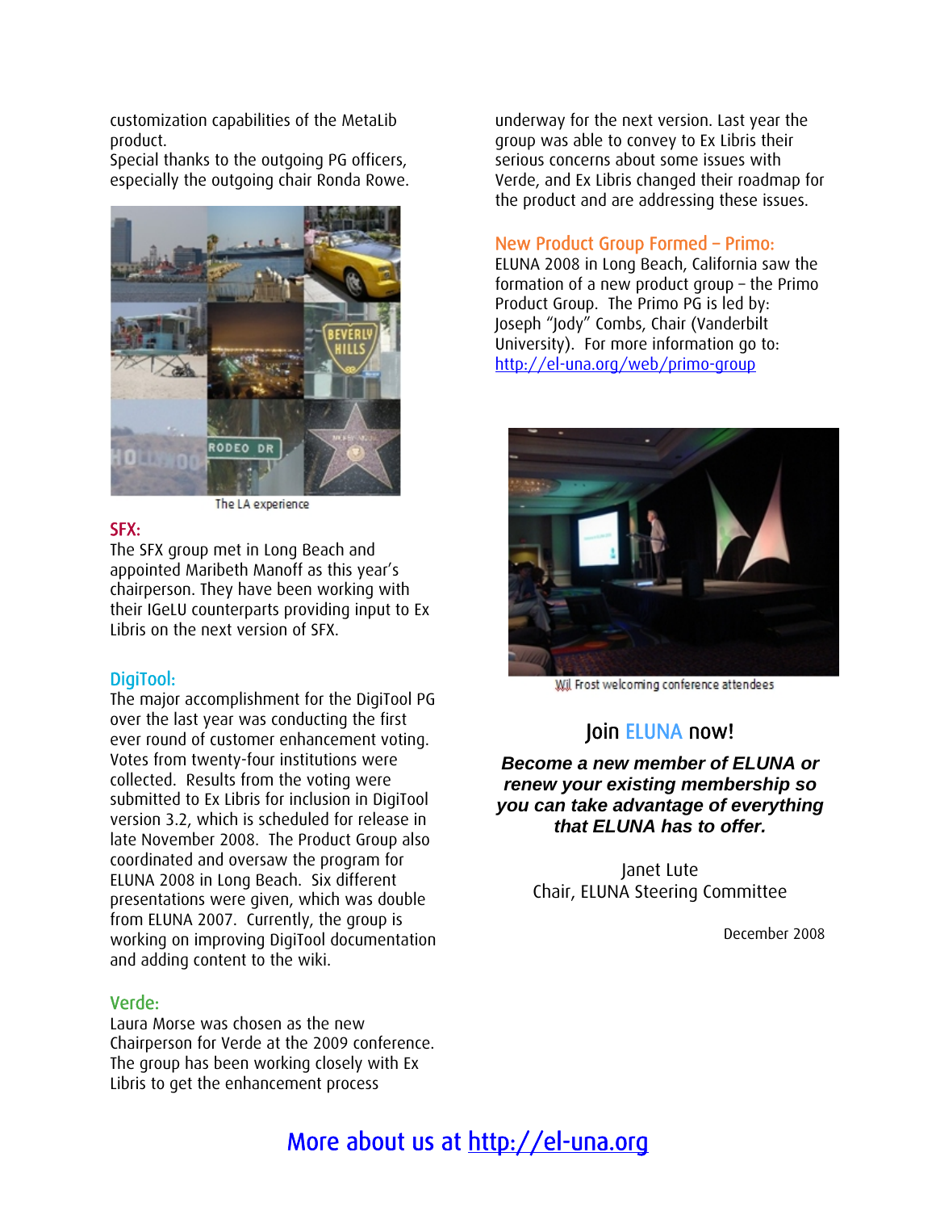customization capabilities of the MetaLib product.
Special thanks to the outgoing PG officers, especially the outgoing chair Ronda Rowe.

The LA experience

### SFX:

The SFX group met in Long Beach and appointed Maribeth Manoff as this year's chairperson. They have been working with their IGeLU counterparts providing input to Ex Libris on the next version of SFX.

### DigiTool:

The major accomplishment for the DigiTool PG over the last year was conducting the first ever round of customer enhancement voting. Votes from twenty-four institutions were collected. Results from the voting were submitted to Ex Libris for inclusion in DigiTool version 3.2, which is scheduled for release in late November 2008. The Product Group also coordinated and oversaw the program for ELUNA 2008 in Long Beach. Six different presentations were given, which was double from ELUNA 2007. Currently, the group is working on improving DigiTool documentation and adding content to the wiki.

### Verde:

Laura Morse was chosen as the new Chairperson for Verde at the 2009 conference. The group has been working closely with Ex Libris to get the enhancement process underway for the next version. Last year the group was able to convey to Ex Libris their serious concerns about some issues with Verde, and Ex Libris changed their roadmap for the product and are addressing these issues.

### New Product Group Formed – Primo:

ELUNA 2008 in Long Beach, California saw the formation of a new product group – the Primo Product Group. The Primo PG is led by: Joseph "Jody" Combs, Chair (Vanderbilt University). For more information go to: http://el-una.org/web/primo-group

Wil Frost welcoming conference attendees

## Join ELUNA now!

***Become a new member of ELUNA or renew your existing membership so you can take advantage of everything that ELUNA has to offer.***

Janet Lute
Chair, ELUNA Steering Committee

December 2008

More about us at http://el-una.org